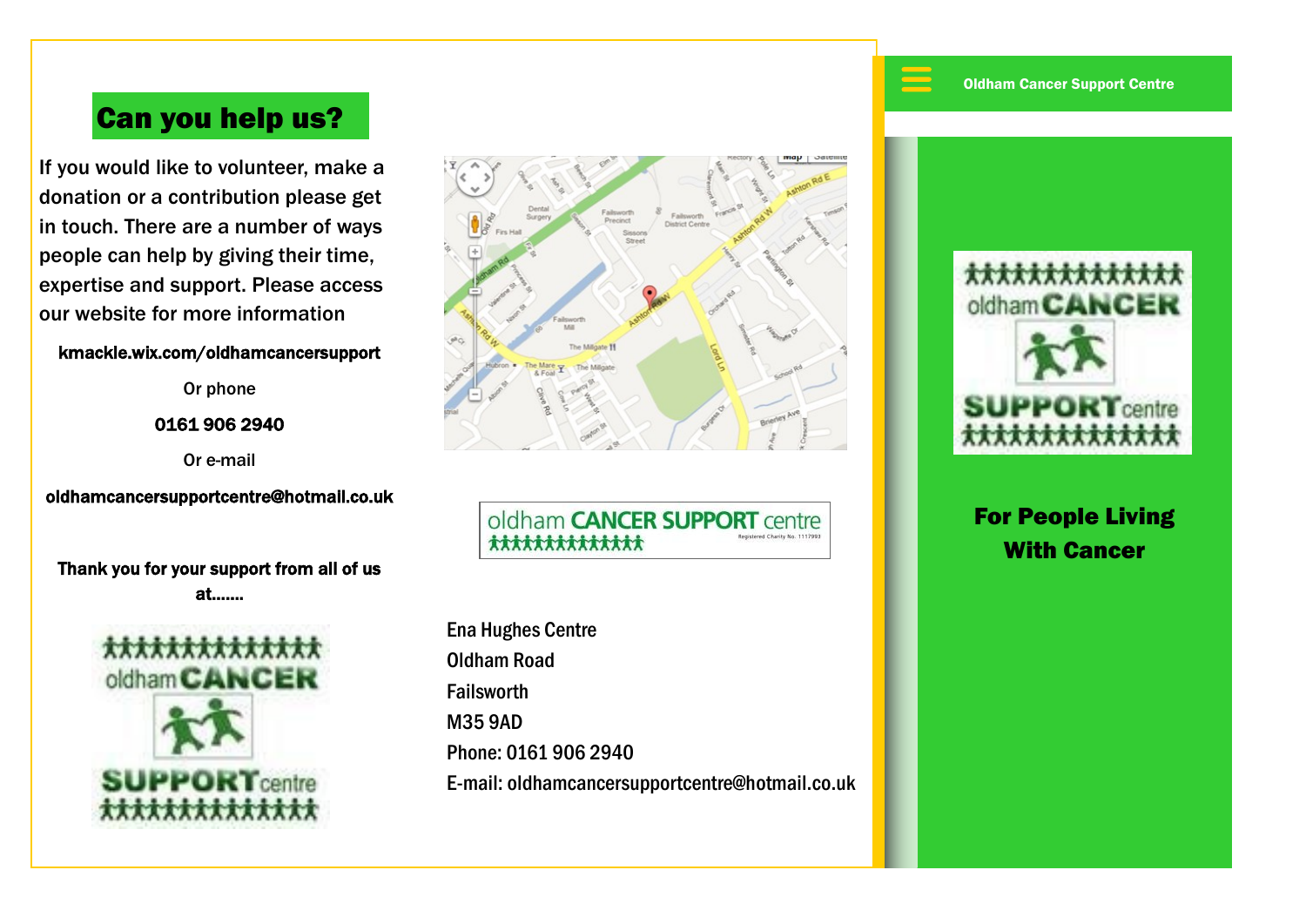## Can you help us?

If you would like to volunteer, make a donation or a contribution please get in touch. There are a number of ways people can help by giving their time, expertise and support. Please access our website for more information

**kmackle.wix.com/oldhamcancersupport**

Or phone

**0161 906 2940**

Or e-mail

**oldhamcancersupportcentre@hotmail.co.uk**

**Thank you for your support from all of us at.......**

oldham CANCER SUPPORT centre

Ena Hughes Centre
Oldham Road
Failsworth
M35 9AD
Phone: 0161 906 2940
E-mail: oldhamcancersupportcentre@hotmail.co.uk

**Oldham Cancer Support Centre**

oldham CANCER SUPPORT centre

## For People Living With Cancer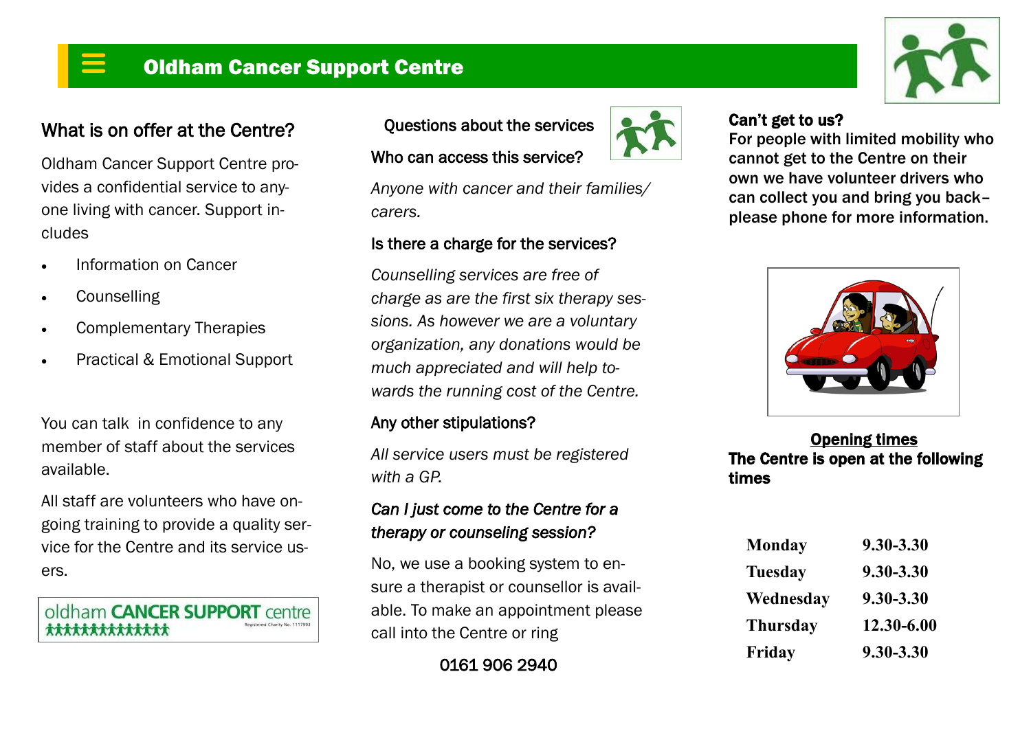# Oldham Cancer Support Centre

## What is on offer at the Centre?

Oldham Cancer Support Centre provides a confidential service to anyone living with cancer. Support includes

- Information on Cancer
- Counselling
- Complementary Therapies
- Practical & Emotional Support

You can talk in confidence to any member of staff about the services available.

All staff are volunteers who have ongoing training to provide a quality service for the Centre and its service users.

oldham CANCER SUPPORT centre
Registered Charity No. 1117993

## Questions about the services

### Who can access this service?

*Anyone with cancer and their families/ carers.*

### Is there a charge for the services?

*Counselling services are free of charge as are the first six therapy sessions. As however we are a voluntary organization, any donations would be much appreciated and will help towards the running cost of the Centre.*

### Any other stipulations?

*All service users must be registered with a GP.*

### *Can I just come to the Centre for a therapy or counseling session?*

No, we use a booking system to ensure a therapist or counsellor is available. To make an appointment please call into the Centre or ring

0161 906 2940

**Can't get to us?**
**For people with limited mobility who cannot get to the Centre on their own we have volunteer drivers who can collect you and bring you back– please phone for more information.**

**<u>Opening times</u>**
**The Centre is open at the following times**

| | |
|---|---|
| **Monday** | **9.30-3.30** |
| **Tuesday** | **9.30-3.30** |
| **Wednesday** | **9.30-3.30** |
| **Thursday** | **12.30-6.00** |
| **Friday** | **9.30-3.30** |